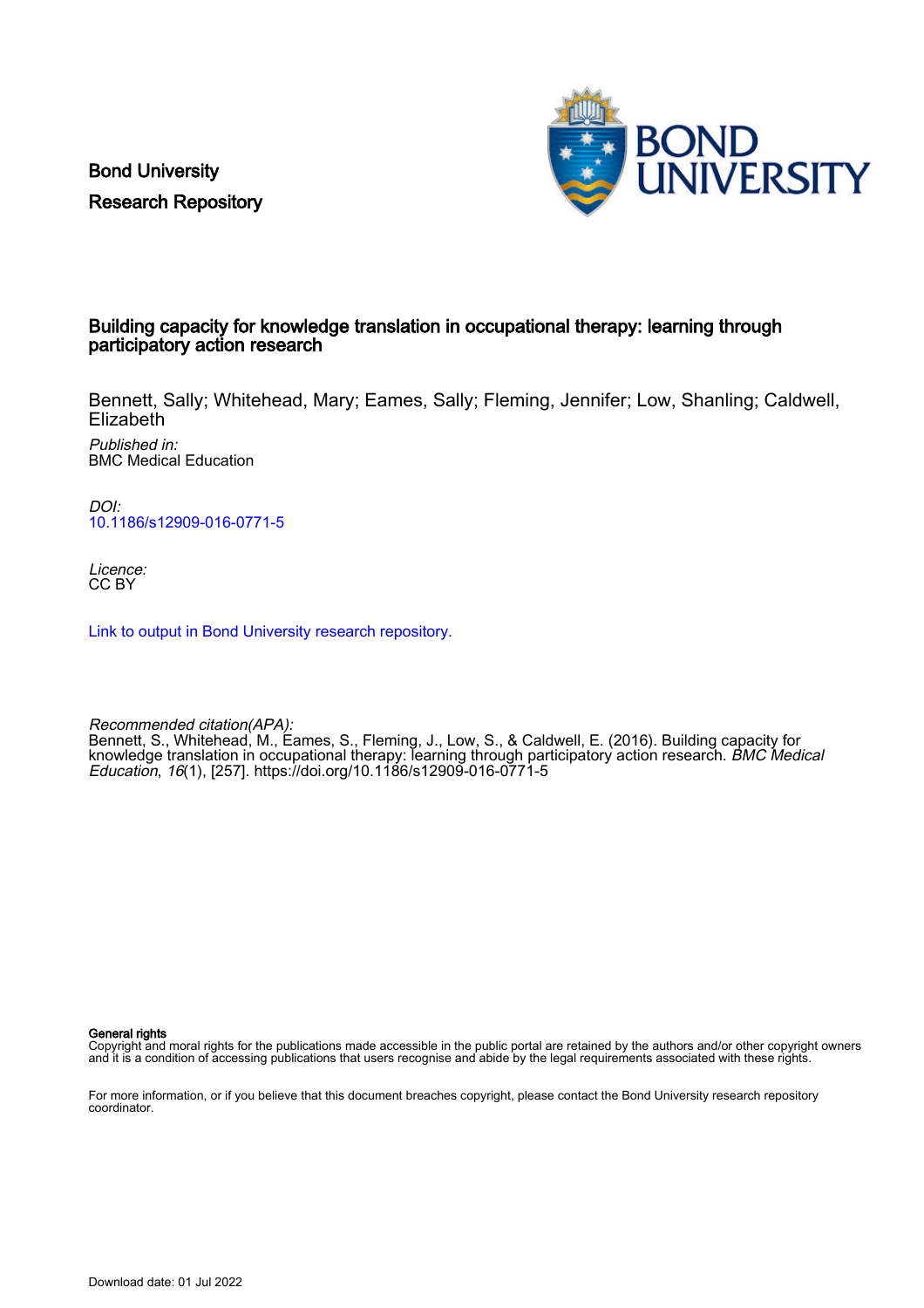Bond University
Research Repository

# Building capacity for knowledge translation in occupational therapy: learning through participatory action research

Bennett, Sally; Whitehead, Mary; Eames, Sally; Fleming, Jennifer; Low, Shanling; Caldwell, Elizabeth

*Published in:*
BMC Medical Education

*DOI:*
10.1186/s12909-016-0771-5

*Licence:*
CC BY

Link to output in Bond University research repository.

*Recommended citation(APA):*
Bennett, S., Whitehead, M., Eames, S., Fleming, J., Low, S., & Caldwell, E. (2016). Building capacity for knowledge translation in occupational therapy: learning through participatory action research. *BMC Medical Education*, *16*(1), [257]. https://doi.org/10.1186/s12909-016-0771-5

**General rights**
Copyright and moral rights for the publications made accessible in the public portal are retained by the authors and/or other copyright owners and it is a condition of accessing publications that users recognise and abide by the legal requirements associated with these rights.

For more information, or if you believe that this document breaches copyright, please contact the Bond University research repository coordinator.

Download date: 01 Jul 2022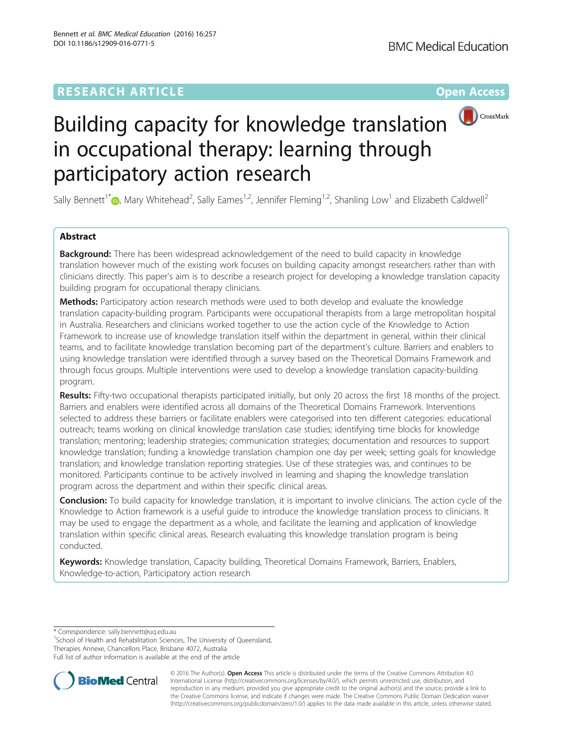# Building capacity for knowledge translation in occupational therapy: learning through participatory action research

Sally Bennett[1*], Mary Whitehead[2], Sally Eames[1,2], Jennifer Fleming[1,2], Shanling Low[1] and Elizabeth Caldwell[2]

## Abstract

**Background:** There has been widespread acknowledgement of the need to build capacity in knowledge translation however much of the existing work focuses on building capacity amongst researchers rather than with clinicians directly. This paper's aim is to describe a research project for developing a knowledge translation capacity building program for occupational therapy clinicians.

**Methods:** Participatory action research methods were used to both develop and evaluate the knowledge translation capacity-building program. Participants were occupational therapists from a large metropolitan hospital in Australia. Researchers and clinicians worked together to use the action cycle of the Knowledge to Action Framework to increase use of knowledge translation itself within the department in general, within their clinical teams, and to facilitate knowledge translation becoming part of the department's culture. Barriers and enablers to using knowledge translation were identified through a survey based on the Theoretical Domains Framework and through focus groups. Multiple interventions were used to develop a knowledge translation capacity-building program.

**Results:** Fifty-two occupational therapists participated initially, but only 20 across the first 18 months of the project. Barriers and enablers were identified across all domains of the Theoretical Domains Framework. Interventions selected to address these barriers or facilitate enablers were categorised into ten different categories: educational outreach; teams working on clinical knowledge translation case studies; identifying time blocks for knowledge translation; mentoring; leadership strategies; communication strategies; documentation and resources to support knowledge translation; funding a knowledge translation champion one day per week; setting goals for knowledge translation; and knowledge translation reporting strategies. Use of these strategies was, and continues to be monitored. Participants continue to be actively involved in learning and shaping the knowledge translation program across the department and within their specific clinical areas.

**Conclusion:** To build capacity for knowledge translation, it is important to involve clinicians. The action cycle of the Knowledge to Action framework is a useful guide to introduce the knowledge translation process to clinicians. It may be used to engage the department as a whole, and facilitate the learning and application of knowledge translation within specific clinical areas. Research evaluating this knowledge translation program is being conducted.

**Keywords:** Knowledge translation, Capacity building, Theoretical Domains Framework, Barriers, Enablers, Knowledge-to-action, Participatory action research

* Correspondence: sally.bennett@uq.edu.au
[1]School of Health and Rehabilitation Sciences, The University of Queensland, Therapies Annexe, Chancellors Place, Brisbane 4072, Australia
Full list of author information is available at the end of the article

© 2016 The Author(s). **Open Access** This article is distributed under the terms of the Creative Commons Attribution 4.0 International License (http://creativecommons.org/licenses/by/4.0/), which permits unrestricted use, distribution, and reproduction in any medium, provided you give appropriate credit to the original author(s) and the source, provide a link to the Creative Commons license, and indicate if changes were made. The Creative Commons Public Domain Dedication waiver (http://creativecommons.org/publicdomain/zero/1.0/) applies to the data made available in this article, unless otherwise stated.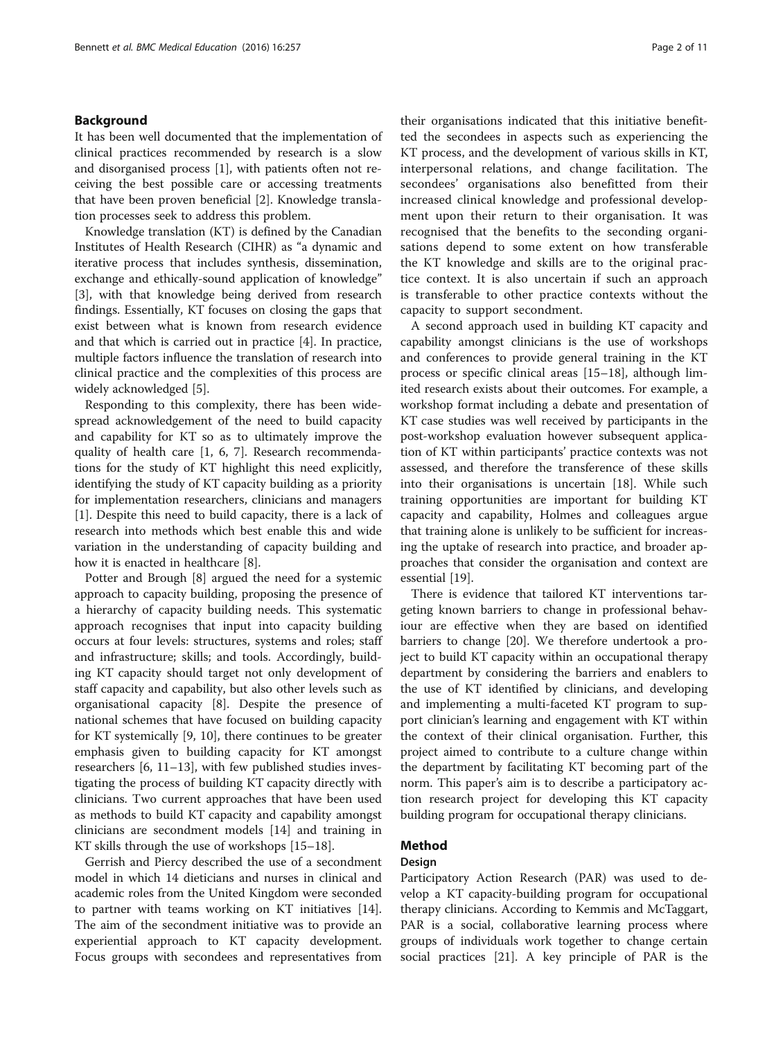## Background

It has been well documented that the implementation of clinical practices recommended by research is a slow and disorganised process [1], with patients often not receiving the best possible care or accessing treatments that have been proven beneficial [2]. Knowledge translation processes seek to address this problem.

Knowledge translation (KT) is defined by the Canadian Institutes of Health Research (CIHR) as "a dynamic and iterative process that includes synthesis, dissemination, exchange and ethically-sound application of knowledge" [3], with that knowledge being derived from research findings. Essentially, KT focuses on closing the gaps that exist between what is known from research evidence and that which is carried out in practice [4]. In practice, multiple factors influence the translation of research into clinical practice and the complexities of this process are widely acknowledged [5].

Responding to this complexity, there has been widespread acknowledgement of the need to build capacity and capability for KT so as to ultimately improve the quality of health care [1, 6, 7]. Research recommendations for the study of KT highlight this need explicitly, identifying the study of KT capacity building as a priority for implementation researchers, clinicians and managers [1]. Despite this need to build capacity, there is a lack of research into methods which best enable this and wide variation in the understanding of capacity building and how it is enacted in healthcare [8].

Potter and Brough [8] argued the need for a systemic approach to capacity building, proposing the presence of a hierarchy of capacity building needs. This systematic approach recognises that input into capacity building occurs at four levels: structures, systems and roles; staff and infrastructure; skills; and tools. Accordingly, building KT capacity should target not only development of staff capacity and capability, but also other levels such as organisational capacity [8]. Despite the presence of national schemes that have focused on building capacity for KT systemically [9, 10], there continues to be greater emphasis given to building capacity for KT amongst researchers [6, 11–13], with few published studies investigating the process of building KT capacity directly with clinicians. Two current approaches that have been used as methods to build KT capacity and capability amongst clinicians are secondment models [14] and training in KT skills through the use of workshops [15–18].

Gerrish and Piercy described the use of a secondment model in which 14 dieticians and nurses in clinical and academic roles from the United Kingdom were seconded to partner with teams working on KT initiatives [14]. The aim of the secondment initiative was to provide an experiential approach to KT capacity development. Focus groups with secondees and representatives from their organisations indicated that this initiative benefitted the secondees in aspects such as experiencing the KT process, and the development of various skills in KT, interpersonal relations, and change facilitation. The secondees' organisations also benefitted from their increased clinical knowledge and professional development upon their return to their organisation. It was recognised that the benefits to the seconding organisations depend to some extent on how transferable the KT knowledge and skills are to the original practice context. It is also uncertain if such an approach is transferable to other practice contexts without the capacity to support secondment.

A second approach used in building KT capacity and capability amongst clinicians is the use of workshops and conferences to provide general training in the KT process or specific clinical areas [15–18], although limited research exists about their outcomes. For example, a workshop format including a debate and presentation of KT case studies was well received by participants in the post-workshop evaluation however subsequent application of KT within participants' practice contexts was not assessed, and therefore the transference of these skills into their organisations is uncertain [18]. While such training opportunities are important for building KT capacity and capability, Holmes and colleagues argue that training alone is unlikely to be sufficient for increasing the uptake of research into practice, and broader approaches that consider the organisation and context are essential [19].

There is evidence that tailored KT interventions targeting known barriers to change in professional behaviour are effective when they are based on identified barriers to change [20]. We therefore undertook a project to build KT capacity within an occupational therapy department by considering the barriers and enablers to the use of KT identified by clinicians, and developing and implementing a multi-faceted KT program to support clinician's learning and engagement with KT within the context of their clinical organisation. Further, this project aimed to contribute to a culture change within the department by facilitating KT becoming part of the norm. This paper's aim is to describe a participatory action research project for developing this KT capacity building program for occupational therapy clinicians.

## Method

### Design

Participatory Action Research (PAR) was used to develop a KT capacity-building program for occupational therapy clinicians. According to Kemmis and McTaggart, PAR is a social, collaborative learning process where groups of individuals work together to change certain social practices [21]. A key principle of PAR is the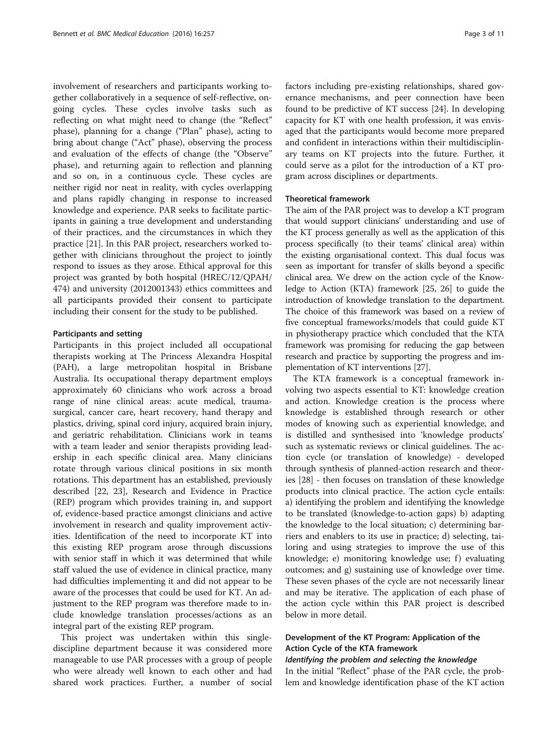involvement of researchers and participants working together collaboratively in a sequence of self-reflective, ongoing cycles. These cycles involve tasks such as reflecting on what might need to change (the "Reflect" phase), planning for a change ("Plan" phase), acting to bring about change ("Act" phase), observing the process and evaluation of the effects of change (the "Observe" phase), and returning again to reflection and planning and so on, in a continuous cycle. These cycles are neither rigid nor neat in reality, with cycles overlapping and plans rapidly changing in response to increased knowledge and experience. PAR seeks to facilitate participants in gaining a true development and understanding of their practices, and the circumstances in which they practice [21]. In this PAR project, researchers worked together with clinicians throughout the project to jointly respond to issues as they arose. Ethical approval for this project was granted by both hospital (HREC/12/QPAH/474) and university (2012001343) ethics committees and all participants provided their consent to participate including their consent for the study to be published.

#### Participants and setting

Participants in this project included all occupational therapists working at The Princess Alexandra Hospital (PAH), a large metropolitan hospital in Brisbane Australia. Its occupational therapy department employs approximately 60 clinicians who work across a broad range of nine clinical areas: acute medical, trauma-surgical, cancer care, heart recovery, hand therapy and plastics, driving, spinal cord injury, acquired brain injury, and geriatric rehabilitation. Clinicians work in teams with a team leader and senior therapists providing leadership in each specific clinical area. Many clinicians rotate through various clinical positions in six month rotations. This department has an established, previously described [22, 23], Research and Evidence in Practice (REP) program which provides training in, and support of, evidence-based practice amongst clinicians and active involvement in research and quality improvement activities. Identification of the need to incorporate KT into this existing REP program arose through discussions with senior staff in which it was determined that while staff valued the use of evidence in clinical practice, many had difficulties implementing it and did not appear to be aware of the processes that could be used for KT. An adjustment to the REP program was therefore made to include knowledge translation processes/actions as an integral part of the existing REP program.

This project was undertaken within this single-discipline department because it was considered more manageable to use PAR processes with a group of people who were already well known to each other and had shared work practices. Further, a number of social factors including pre-existing relationships, shared governance mechanisms, and peer connection have been found to be predictive of KT success [24]. In developing capacity for KT with one health profession, it was envisaged that the participants would become more prepared and confident in interactions within their multidisciplinary teams on KT projects into the future. Further, it could serve as a pilot for the introduction of a KT program across disciplines or departments.

#### Theoretical framework

The aim of the PAR project was to develop a KT program that would support clinicians' understanding and use of the KT process generally as well as the application of this process specifically (to their teams' clinical area) within the existing organisational context. This dual focus was seen as important for transfer of skills beyond a specific clinical area. We drew on the action cycle of the Knowledge to Action (KTA) framework [25, 26] to guide the introduction of knowledge translation to the department. The choice of this framework was based on a review of five conceptual frameworks/models that could guide KT in physiotherapy practice which concluded that the KTA framework was promising for reducing the gap between research and practice by supporting the progress and implementation of KT interventions [27].

The KTA framework is a conceptual framework involving two aspects essential to KT: knowledge creation and action. Knowledge creation is the process where knowledge is established through research or other modes of knowing such as experiential knowledge, and is distilled and synthesised into 'knowledge products' such as systematic reviews or clinical guidelines. The action cycle (or translation of knowledge) - developed through synthesis of planned-action research and theories [28] - then focuses on translation of these knowledge products into clinical practice. The action cycle entails: a) identifying the problem and identifying the knowledge to be translated (knowledge-to-action gaps) b) adapting the knowledge to the local situation; c) determining barriers and enablers to its use in practice; d) selecting, tailoring and using strategies to improve the use of this knowledge; e) monitoring knowledge use; f) evaluating outcomes; and g) sustaining use of knowledge over time. These seven phases of the cycle are not necessarily linear and may be iterative. The application of each phase of the action cycle within this PAR project is described below in more detail.

#### Development of the KT Program: Application of the Action Cycle of the KTA framework

##### *Identifying the problem and selecting the knowledge*

In the initial "Reflect" phase of the PAR cycle, the problem and knowledge identification phase of the KT action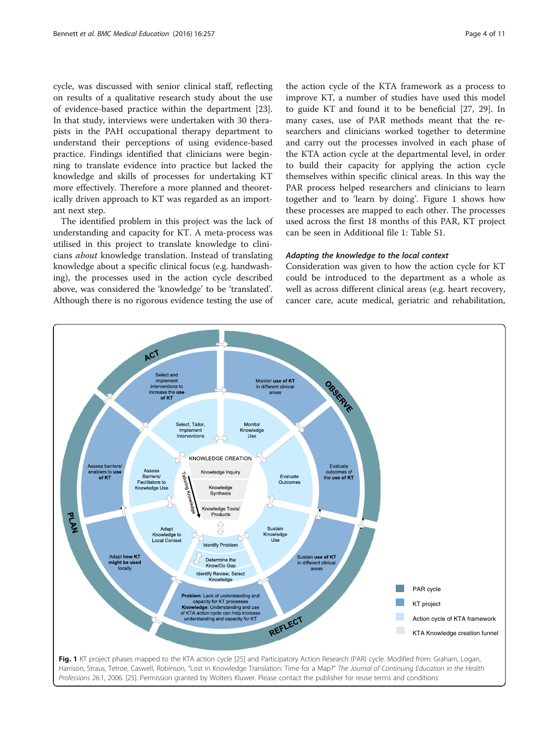cycle, was discussed with senior clinical staff, reflecting on results of a qualitative research study about the use of evidence-based practice within the department [23]. In that study, interviews were undertaken with 30 therapists in the PAH occupational therapy department to understand their perceptions of using evidence-based practice. Findings identified that clinicians were beginning to translate evidence into practice but lacked the knowledge and skills of processes for undertaking KT more effectively. Therefore a more planned and theoretically driven approach to KT was regarded as an important next step.

The identified problem in this project was the lack of understanding and capacity for KT. A meta-process was utilised in this project to translate knowledge to clinicians *about* knowledge translation. Instead of translating knowledge about a specific clinical focus (e.g. handwashing), the processes used in the action cycle described above, was considered the 'knowledge' to be 'translated'. Although there is no rigorous evidence testing the use of the action cycle of the KTA framework as a process to improve KT, a number of studies have used this model to guide KT and found it to be beneficial [27, 29]. In many cases, use of PAR methods meant that the researchers and clinicians worked together to determine and carry out the processes involved in each phase of the KTA action cycle at the departmental level, in order to build their capacity for applying the action cycle themselves within specific clinical areas. In this way the PAR process helped researchers and clinicians to learn together and to 'learn by doing'. Figure 1 shows how these processes are mapped to each other. The processes used across the first 18 months of this PAR, KT project can be seen in Additional file 1: Table S1.

### Adapting the knowledge to the local context

Consideration was given to how the action cycle for KT could be introduced to the department as a whole as well as across different clinical areas (e.g. heart recovery, cancer care, acute medical, geriatric and rehabilitation,

**Fig. 1** KT project phases mapped to the KTA action cycle [25] and Participatory Action Research (PAR) cycle. Modified from: Graham, Logan, Harrison, Straus, Tetroe, Caswell, Robinson, "Lost in Knowledge Translation: Time for a Map?" *The Journal of Continuing Education in the Health Professions* 26:1, 2006. [25]. Permission granted by Wolters Kluwer. Please contact the publisher for reuse terms and conditions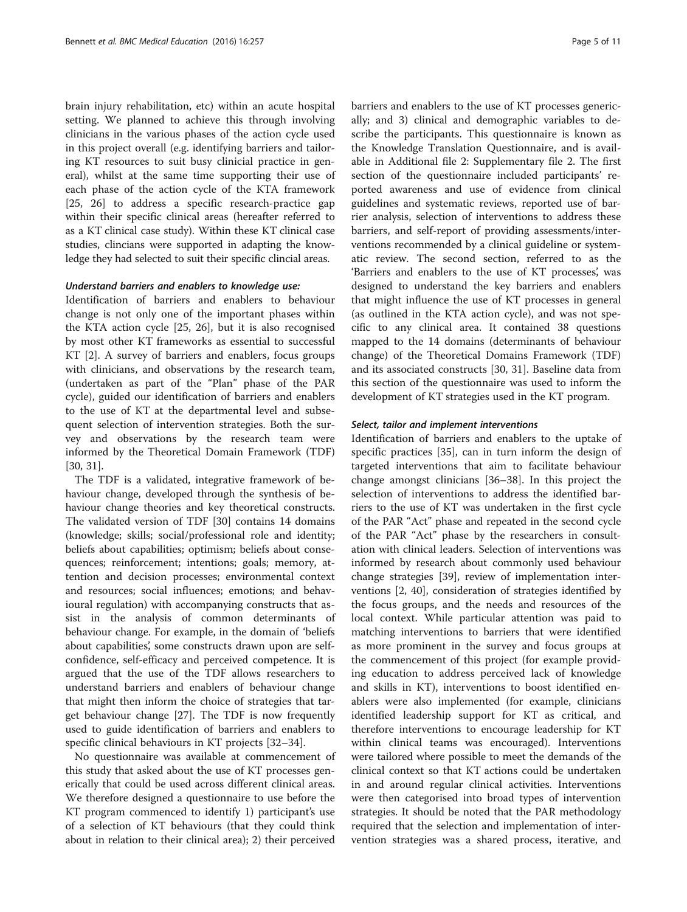brain injury rehabilitation, etc) within an acute hospital setting. We planned to achieve this through involving clinicians in the various phases of the action cycle used in this project overall (e.g. identifying barriers and tailoring KT resources to suit busy clinicial practice in general), whilst at the same time supporting their use of each phase of the action cycle of the KTA framework [25, 26] to address a specific research-practice gap within their specific clinical areas (hereafter referred to as a KT clinical case study). Within these KT clinical case studies, clincians were supported in adapting the knowledge they had selected to suit their specific clincial areas.

#### *Understand barriers and enablers to knowledge use:*

Identification of barriers and enablers to behaviour change is not only one of the important phases within the KTA action cycle [25, 26], but it is also recognised by most other KT frameworks as essential to successful KT [2]. A survey of barriers and enablers, focus groups with clinicians, and observations by the research team, (undertaken as part of the "Plan" phase of the PAR cycle), guided our identification of barriers and enablers to the use of KT at the departmental level and subsequent selection of intervention strategies. Both the survey and observations by the research team were informed by the Theoretical Domain Framework (TDF) [30, 31].

The TDF is a validated, integrative framework of behaviour change, developed through the synthesis of behaviour change theories and key theoretical constructs. The validated version of TDF [30] contains 14 domains (knowledge; skills; social/professional role and identity; beliefs about capabilities; optimism; beliefs about consequences; reinforcement; intentions; goals; memory, attention and decision processes; environmental context and resources; social influences; emotions; and behavioural regulation) with accompanying constructs that assist in the analysis of common determinants of behaviour change. For example, in the domain of 'beliefs about capabilities', some constructs drawn upon are self-confidence, self-efficacy and perceived competence. It is argued that the use of the TDF allows researchers to understand barriers and enablers of behaviour change that might then inform the choice of strategies that target behaviour change [27]. The TDF is now frequently used to guide identification of barriers and enablers to specific clinical behaviours in KT projects [32–34].

No questionnaire was available at commencement of this study that asked about the use of KT processes generically that could be used across different clinical areas. We therefore designed a questionnaire to use before the KT program commenced to identify 1) participant's use of a selection of KT behaviours (that they could think about in relation to their clinical area); 2) their perceived barriers and enablers to the use of KT processes generically; and 3) clinical and demographic variables to describe the participants. This questionnaire is known as the Knowledge Translation Questionnaire, and is available in Additional file 2: Supplementary file 2. The first section of the questionnaire included participants' reported awareness and use of evidence from clinical guidelines and systematic reviews, reported use of barrier analysis, selection of interventions to address these barriers, and self-report of providing assessments/interventions recommended by a clinical guideline or systematic review. The second section, referred to as the 'Barriers and enablers to the use of KT processes', was designed to understand the key barriers and enablers that might influence the use of KT processes in general (as outlined in the KTA action cycle), and was not specific to any clinical area. It contained 38 questions mapped to the 14 domains (determinants of behaviour change) of the Theoretical Domains Framework (TDF) and its associated constructs [30, 31]. Baseline data from this section of the questionnaire was used to inform the development of KT strategies used in the KT program.

#### *Select, tailor and implement interventions*

Identification of barriers and enablers to the uptake of specific practices [35], can in turn inform the design of targeted interventions that aim to facilitate behaviour change amongst clinicians [36–38]. In this project the selection of interventions to address the identified barriers to the use of KT was undertaken in the first cycle of the PAR "Act" phase and repeated in the second cycle of the PAR "Act" phase by the researchers in consultation with clinical leaders. Selection of interventions was informed by research about commonly used behaviour change strategies [39], review of implementation interventions [2, 40], consideration of strategies identified by the focus groups, and the needs and resources of the local context. While particular attention was paid to matching interventions to barriers that were identified as more prominent in the survey and focus groups at the commencement of this project (for example providing education to address perceived lack of knowledge and skills in KT), interventions to boost identified enablers were also implemented (for example, clinicians identified leadership support for KT as critical, and therefore interventions to encourage leadership for KT within clinical teams was encouraged). Interventions were tailored where possible to meet the demands of the clinical context so that KT actions could be undertaken in and around regular clinical activities. Interventions were then categorised into broad types of intervention strategies. It should be noted that the PAR methodology required that the selection and implementation of intervention strategies was a shared process, iterative, and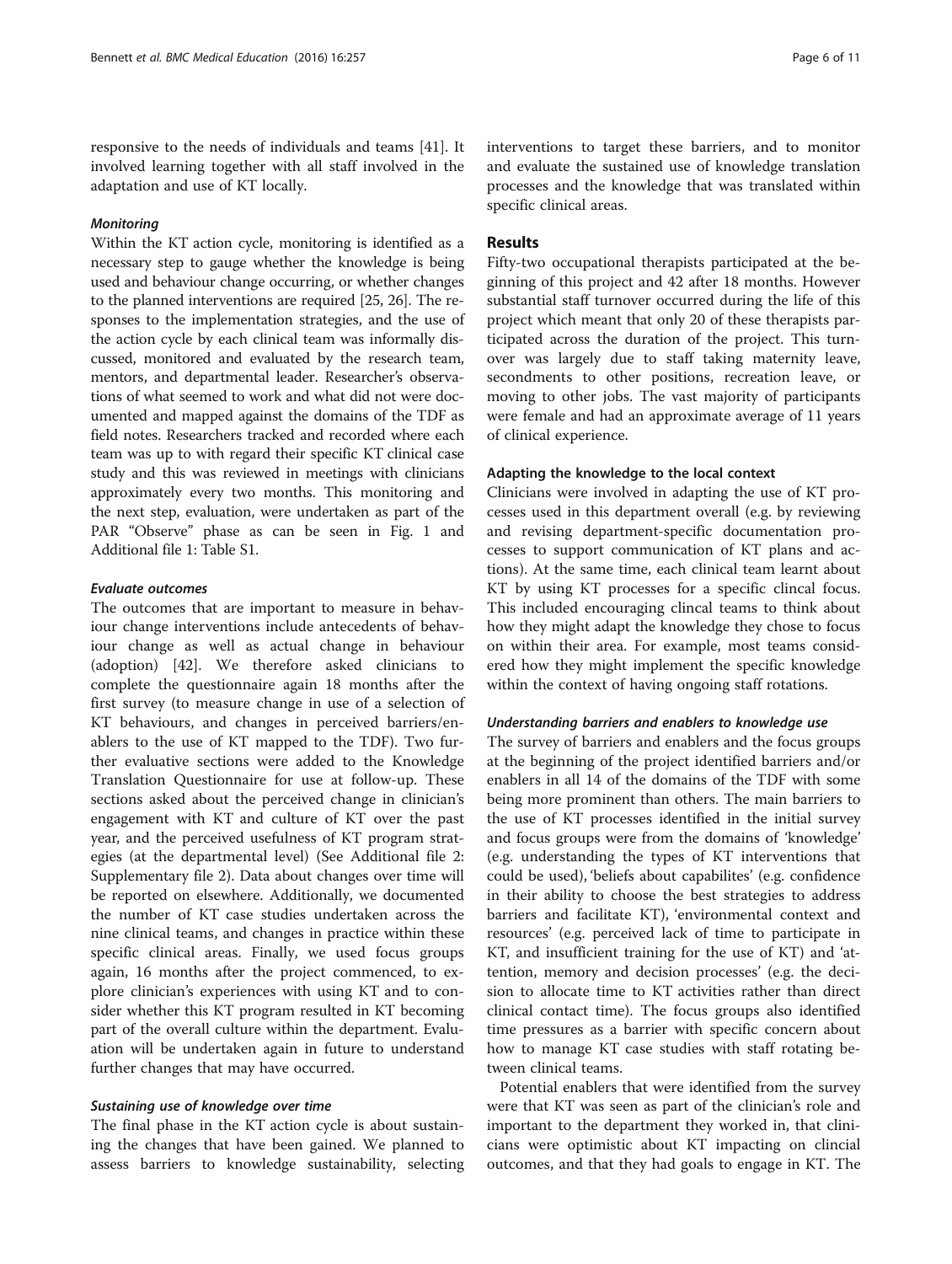responsive to the needs of individuals and teams [41]. It involved learning together with all staff involved in the adaptation and use of KT locally.

#### *Monitoring*

Within the KT action cycle, monitoring is identified as a necessary step to gauge whether the knowledge is being used and behaviour change occurring, or whether changes to the planned interventions are required [25, 26]. The responses to the implementation strategies, and the use of the action cycle by each clinical team was informally discussed, monitored and evaluated by the research team, mentors, and departmental leader. Researcher's observations of what seemed to work and what did not were documented and mapped against the domains of the TDF as field notes. Researchers tracked and recorded where each team was up to with regard their specific KT clinical case study and this was reviewed in meetings with clinicians approximately every two months. This monitoring and the next step, evaluation, were undertaken as part of the PAR "Observe" phase as can be seen in Fig. 1 and Additional file 1: Table S1.

#### *Evaluate outcomes*

The outcomes that are important to measure in behaviour change interventions include antecedents of behaviour change as well as actual change in behaviour (adoption) [42]. We therefore asked clinicians to complete the questionnaire again 18 months after the first survey (to measure change in use of a selection of KT behaviours, and changes in perceived barriers/enablers to the use of KT mapped to the TDF). Two further evaluative sections were added to the Knowledge Translation Questionnaire for use at follow-up. These sections asked about the perceived change in clinician's engagement with KT and culture of KT over the past year, and the perceived usefulness of KT program strategies (at the departmental level) (See Additional file 2: Supplementary file 2). Data about changes over time will be reported on elsewhere. Additionally, we documented the number of KT case studies undertaken across the nine clinical teams, and changes in practice within these specific clinical areas. Finally, we used focus groups again, 16 months after the project commenced, to explore clinician's experiences with using KT and to consider whether this KT program resulted in KT becoming part of the overall culture within the department. Evaluation will be undertaken again in future to understand further changes that may have occurred.

#### *Sustaining use of knowledge over time*

The final phase in the KT action cycle is about sustaining the changes that have been gained. We planned to assess barriers to knowledge sustainability, selecting interventions to target these barriers, and to monitor and evaluate the sustained use of knowledge translation processes and the knowledge that was translated within specific clinical areas.

## Results

Fifty-two occupational therapists participated at the beginning of this project and 42 after 18 months. However substantial staff turnover occurred during the life of this project which meant that only 20 of these therapists participated across the duration of the project. This turnover was largely due to staff taking maternity leave, secondments to other positions, recreation leave, or moving to other jobs. The vast majority of participants were female and had an approximate average of 11 years of clinical experience.

### Adapting the knowledge to the local context

Clinicians were involved in adapting the use of KT processes used in this department overall (e.g. by reviewing and revising department-specific documentation processes to support communication of KT plans and actions). At the same time, each clinical team learnt about KT by using KT processes for a specific clincal focus. This included encouraging clincal teams to think about how they might adapt the knowledge they chose to focus on within their area. For example, most teams considered how they might implement the specific knowledge within the context of having ongoing staff rotations.

### Understanding barriers and enablers to knowledge use

The survey of barriers and enablers and the focus groups at the beginning of the project identified barriers and/or enablers in all 14 of the domains of the TDF with some being more prominent than others. The main barriers to the use of KT processes identified in the initial survey and focus groups were from the domains of 'knowledge' (e.g. understanding the types of KT interventions that could be used), 'beliefs about capabilites' (e.g. confidence in their ability to choose the best strategies to address barriers and facilitate KT), 'environmental context and resources' (e.g. perceived lack of time to participate in KT, and insufficient training for the use of KT) and 'attention, memory and decision processes' (e.g. the decision to allocate time to KT activities rather than direct clinical contact time). The focus groups also identified time pressures as a barrier with specific concern about how to manage KT case studies with staff rotating between clinical teams.

Potential enablers that were identified from the survey were that KT was seen as part of the clinician's role and important to the department they worked in, that clinicians were optimistic about KT impacting on clincial outcomes, and that they had goals to engage in KT. The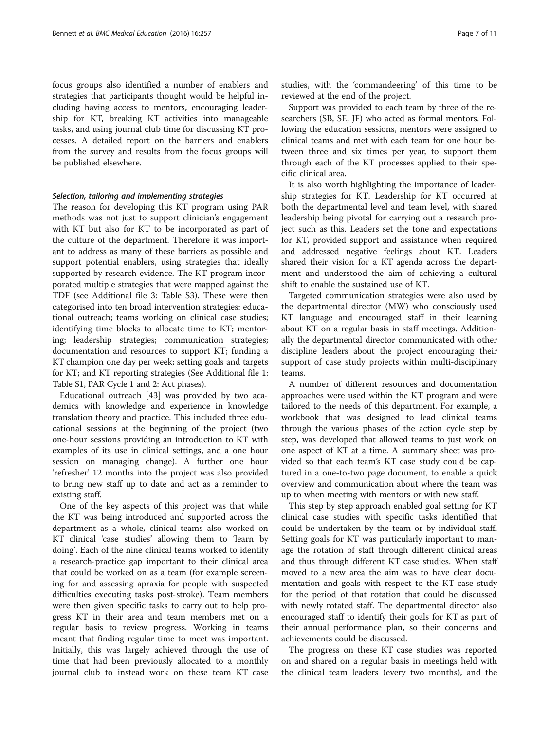focus groups also identified a number of enablers and strategies that participants thought would be helpful including having access to mentors, encouraging leadership for KT, breaking KT activities into manageable tasks, and using journal club time for discussing KT processes. A detailed report on the barriers and enablers from the survey and results from the focus groups will be published elsewhere.

#### *Selection, tailoring and implementing strategies*

The reason for developing this KT program using PAR methods was not just to support clinician's engagement with KT but also for KT to be incorporated as part of the culture of the department. Therefore it was important to address as many of these barriers as possible and support potential enablers, using strategies that ideally supported by research evidence. The KT program incorporated multiple strategies that were mapped against the TDF (see Additional file 3: Table S3). These were then categorised into ten broad intervention strategies: educational outreach; teams working on clinical case studies; identifying time blocks to allocate time to KT; mentoring; leadership strategies; communication strategies; documentation and resources to support KT; funding a KT champion one day per week; setting goals and targets for KT; and KT reporting strategies (See Additional file 1: Table S1, PAR Cycle 1 and 2: Act phases).

Educational outreach [43] was provided by two academics with knowledge and experience in knowledge translation theory and practice. This included three educational sessions at the beginning of the project (two one-hour sessions providing an introduction to KT with examples of its use in clinical settings, and a one hour session on managing change). A further one hour 'refresher' 12 months into the project was also provided to bring new staff up to date and act as a reminder to existing staff.

One of the key aspects of this project was that while the KT was being introduced and supported across the department as a whole, clinical teams also worked on KT clinical 'case studies' allowing them to 'learn by doing'. Each of the nine clinical teams worked to identify a research-practice gap important to their clinical area that could be worked on as a team (for example screening for and assessing apraxia for people with suspected difficulties executing tasks post-stroke). Team members were then given specific tasks to carry out to help progress KT in their area and team members met on a regular basis to review progress. Working in teams meant that finding regular time to meet was important. Initially, this was largely achieved through the use of time that had been previously allocated to a monthly journal club to instead work on these team KT case studies, with the 'commandeering' of this time to be reviewed at the end of the project.

Support was provided to each team by three of the researchers (SB, SE, JF) who acted as formal mentors. Following the education sessions, mentors were assigned to clinical teams and met with each team for one hour between three and six times per year, to support them through each of the KT processes applied to their specific clinical area.

It is also worth highlighting the importance of leadership strategies for KT. Leadership for KT occurred at both the departmental level and team level, with shared leadership being pivotal for carrying out a research project such as this. Leaders set the tone and expectations for KT, provided support and assistance when required and addressed negative feelings about KT. Leaders shared their vision for a KT agenda across the department and understood the aim of achieving a cultural shift to enable the sustained use of KT.

Targeted communication strategies were also used by the departmental director (MW) who consciously used KT language and encouraged staff in their learning about KT on a regular basis in staff meetings. Additionally the departmental director communicated with other discipline leaders about the project encouraging their support of case study projects within multi-disciplinary teams.

A number of different resources and documentation approaches were used within the KT program and were tailored to the needs of this department. For example, a workbook that was designed to lead clinical teams through the various phases of the action cycle step by step, was developed that allowed teams to just work on one aspect of KT at a time. A summary sheet was provided so that each team's KT case study could be captured in a one-to-two page document, to enable a quick overview and communication about where the team was up to when meeting with mentors or with new staff.

This step by step approach enabled goal setting for KT clinical case studies with specific tasks identified that could be undertaken by the team or by individual staff. Setting goals for KT was particularly important to manage the rotation of staff through different clinical areas and thus through different KT case studies. When staff moved to a new area the aim was to have clear documentation and goals with respect to the KT case study for the period of that rotation that could be discussed with newly rotated staff. The departmental director also encouraged staff to identify their goals for KT as part of their annual performance plan, so their concerns and achievements could be discussed.

The progress on these KT case studies was reported on and shared on a regular basis in meetings held with the clinical team leaders (every two months), and the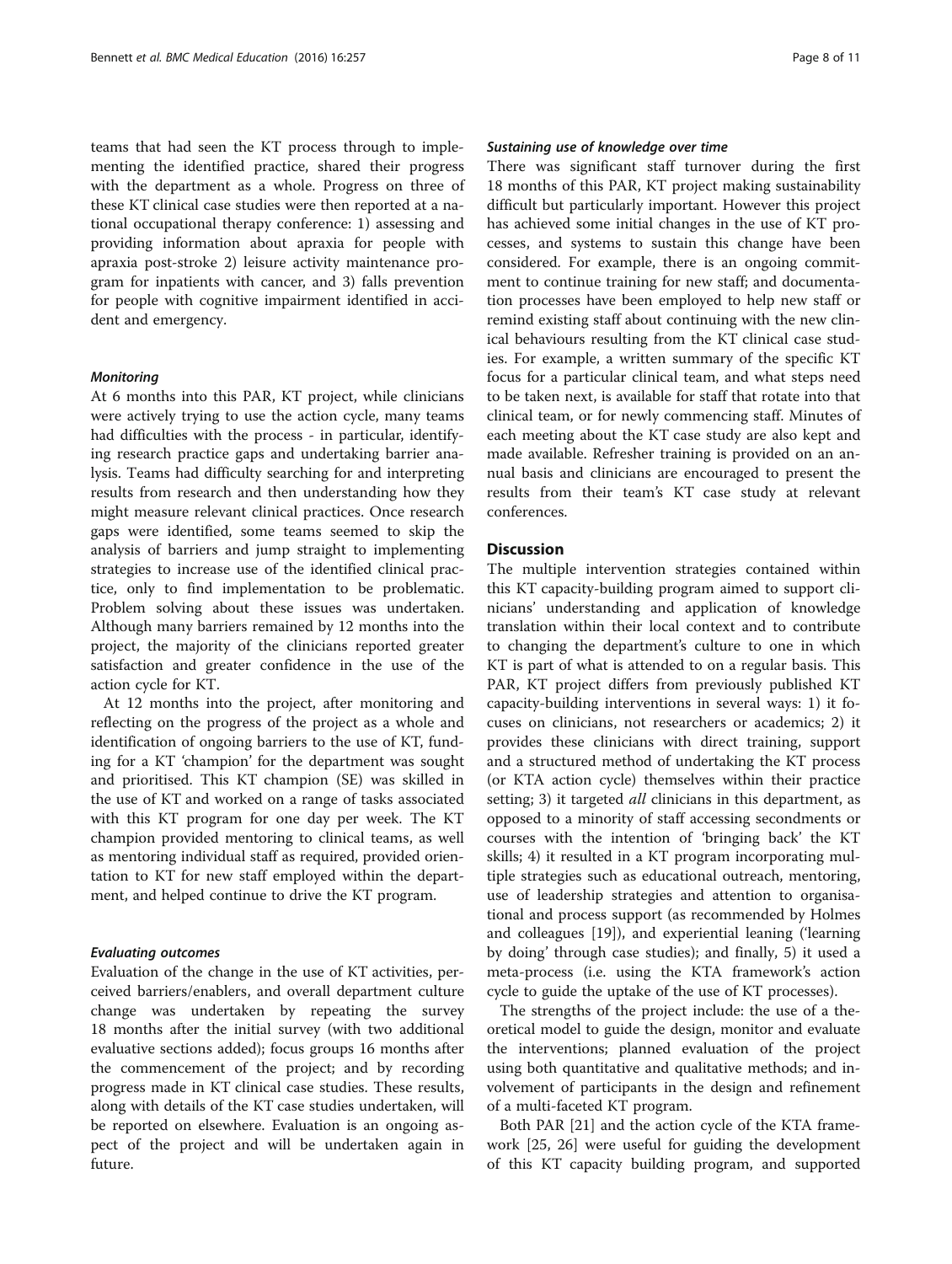teams that had seen the KT process through to implementing the identified practice, shared their progress with the department as a whole. Progress on three of these KT clinical case studies were then reported at a national occupational therapy conference: 1) assessing and providing information about apraxia for people with apraxia post-stroke 2) leisure activity maintenance program for inpatients with cancer, and 3) falls prevention for people with cognitive impairment identified in accident and emergency.

#### *Monitoring*

At 6 months into this PAR, KT project, while clinicians were actively trying to use the action cycle, many teams had difficulties with the process - in particular, identifying research practice gaps and undertaking barrier analysis. Teams had difficulty searching for and interpreting results from research and then understanding how they might measure relevant clinical practices. Once research gaps were identified, some teams seemed to skip the analysis of barriers and jump straight to implementing strategies to increase use of the identified clinical practice, only to find implementation to be problematic. Problem solving about these issues was undertaken. Although many barriers remained by 12 months into the project, the majority of the clinicians reported greater satisfaction and greater confidence in the use of the action cycle for KT.

At 12 months into the project, after monitoring and reflecting on the progress of the project as a whole and identification of ongoing barriers to the use of KT, funding for a KT 'champion' for the department was sought and prioritised. This KT champion (SE) was skilled in the use of KT and worked on a range of tasks associated with this KT program for one day per week. The KT champion provided mentoring to clinical teams, as well as mentoring individual staff as required, provided orientation to KT for new staff employed within the department, and helped continue to drive the KT program.

#### *Evaluating outcomes*

Evaluation of the change in the use of KT activities, perceived barriers/enablers, and overall department culture change was undertaken by repeating the survey 18 months after the initial survey (with two additional evaluative sections added); focus groups 16 months after the commencement of the project; and by recording progress made in KT clinical case studies. These results, along with details of the KT case studies undertaken, will be reported on elsewhere. Evaluation is an ongoing aspect of the project and will be undertaken again in future.

#### *Sustaining use of knowledge over time*

There was significant staff turnover during the first 18 months of this PAR, KT project making sustainability difficult but particularly important. However this project has achieved some initial changes in the use of KT processes, and systems to sustain this change have been considered. For example, there is an ongoing commitment to continue training for new staff; and documentation processes have been employed to help new staff or remind existing staff about continuing with the new clinical behaviours resulting from the KT clinical case studies. For example, a written summary of the specific KT focus for a particular clinical team, and what steps need to be taken next, is available for staff that rotate into that clinical team, or for newly commencing staff. Minutes of each meeting about the KT case study are also kept and made available. Refresher training is provided on an annual basis and clinicians are encouraged to present the results from their team's KT case study at relevant conferences.

## Discussion

The multiple intervention strategies contained within this KT capacity-building program aimed to support clinicians' understanding and application of knowledge translation within their local context and to contribute to changing the department's culture to one in which KT is part of what is attended to on a regular basis. This PAR, KT project differs from previously published KT capacity-building interventions in several ways: 1) it focuses on clinicians, not researchers or academics; 2) it provides these clinicians with direct training, support and a structured method of undertaking the KT process (or KTA action cycle) themselves within their practice setting; 3) it targeted *all* clinicians in this department, as opposed to a minority of staff accessing secondments or courses with the intention of 'bringing back' the KT skills; 4) it resulted in a KT program incorporating multiple strategies such as educational outreach, mentoring, use of leadership strategies and attention to organisational and process support (as recommended by Holmes and colleagues [19]), and experiential leaning ('learning by doing' through case studies); and finally, 5) it used a meta-process (i.e. using the KTA framework's action cycle to guide the uptake of the use of KT processes).

The strengths of the project include: the use of a theoretical model to guide the design, monitor and evaluate the interventions; planned evaluation of the project using both quantitative and qualitative methods; and involvement of participants in the design and refinement of a multi-faceted KT program.

Both PAR [21] and the action cycle of the KTA framework [25, 26] were useful for guiding the development of this KT capacity building program, and supported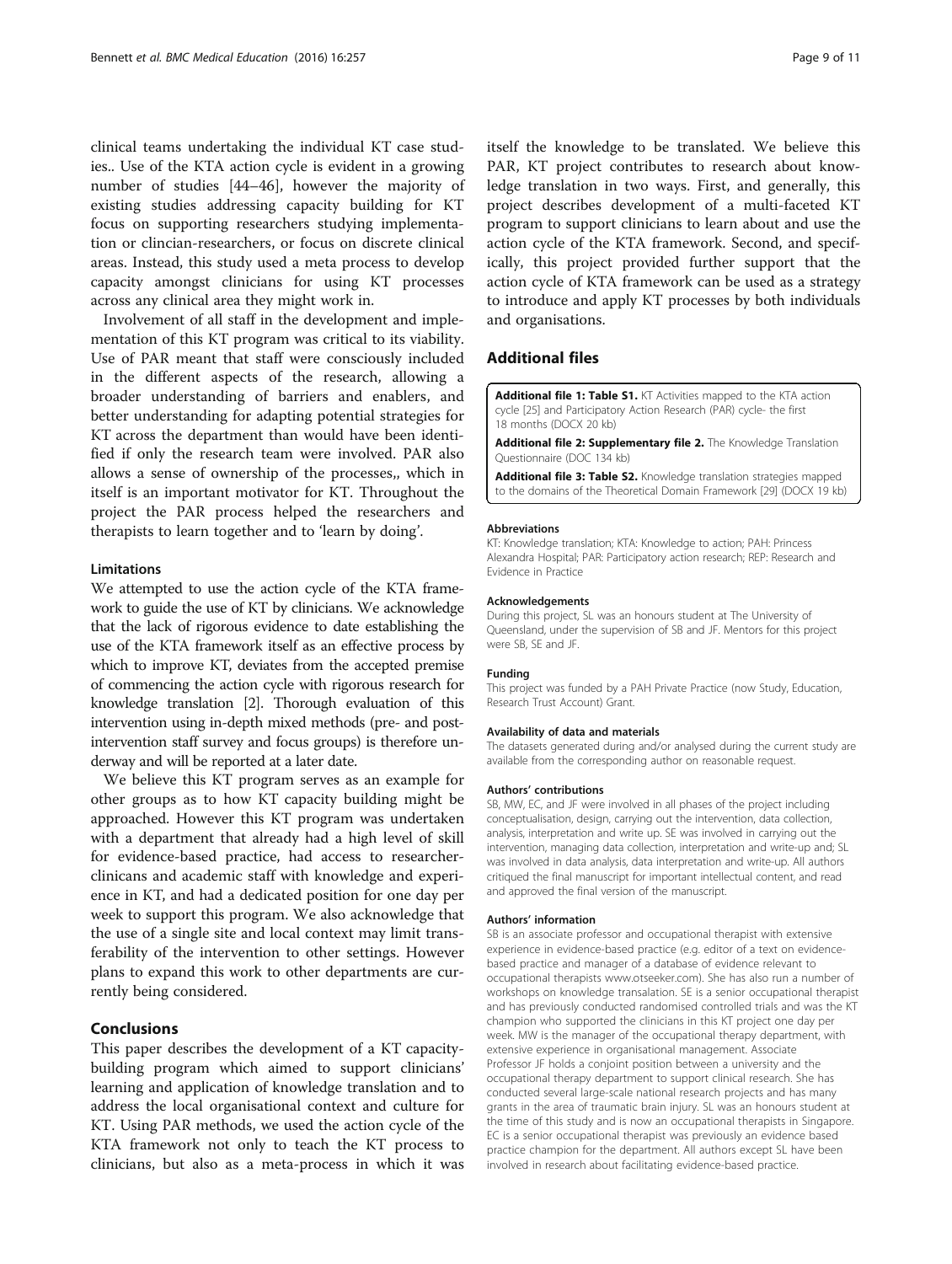clinical teams undertaking the individual KT case studies.. Use of the KTA action cycle is evident in a growing number of studies [44–46], however the majority of existing studies addressing capacity building for KT focus on supporting researchers studying implementation or clincian-researchers, or focus on discrete clinical areas. Instead, this study used a meta process to develop capacity amongst clinicians for using KT processes across any clinical area they might work in.

Involvement of all staff in the development and implementation of this KT program was critical to its viability. Use of PAR meant that staff were consciously included in the different aspects of the research, allowing a broader understanding of barriers and enablers, and better understanding for adapting potential strategies for KT across the department than would have been identified if only the research team were involved. PAR also allows a sense of ownership of the processes,, which in itself is an important motivator for KT. Throughout the project the PAR process helped the researchers and therapists to learn together and to 'learn by doing'.

### Limitations

We attempted to use the action cycle of the KTA framework to guide the use of KT by clinicians. We acknowledge that the lack of rigorous evidence to date establishing the use of the KTA framework itself as an effective process by which to improve KT, deviates from the accepted premise of commencing the action cycle with rigorous research for knowledge translation [2]. Thorough evaluation of this intervention using in-depth mixed methods (pre- and post-intervention staff survey and focus groups) is therefore underway and will be reported at a later date.

We believe this KT program serves as an example for other groups as to how KT capacity building might be approached. However this KT program was undertaken with a department that already had a high level of skill for evidence-based practice, had access to researcher-clinicans and academic staff with knowledge and experience in KT, and had a dedicated position for one day per week to support this program. We also acknowledge that the use of a single site and local context may limit transferability of the intervention to other settings. However plans to expand this work to other departments are currently being considered.

## Conclusions

This paper describes the development of a KT capacity-building program which aimed to support clinicians' learning and application of knowledge translation and to address the local organisational context and culture for KT. Using PAR methods, we used the action cycle of the KTA framework not only to teach the KT process to clinicians, but also as a meta-process in which it was itself the knowledge to be translated. We believe this PAR, KT project contributes to research about knowledge translation in two ways. First, and generally, this project describes development of a multi-faceted KT program to support clinicians to learn about and use the action cycle of the KTA framework. Second, and specifically, this project provided further support that the action cycle of KTA framework can be used as a strategy to introduce and apply KT processes by both individuals and organisations.

## Additional files

**Additional file 1: Table S1.** KT Activities mapped to the KTA action cycle [25] and Participatory Action Research (PAR) cycle- the first 18 months (DOCX 20 kb)

**Additional file 2: Supplementary file 2.** The Knowledge Translation Questionnaire (DOC 134 kb)

**Additional file 3: Table S2.** Knowledge translation strategies mapped to the domains of the Theoretical Domain Framework [29] (DOCX 19 kb)

#### Abbreviations

KT: Knowledge translation; KTA: Knowledge to action; PAH: Princess Alexandra Hospital; PAR: Participatory action research; REP: Research and Evidence in Practice

#### Acknowledgements

During this project, SL was an honours student at The University of Queensland, under the supervision of SB and JF. Mentors for this project were SB, SE and JF.

#### Funding

This project was funded by a PAH Private Practice (now Study, Education, Research Trust Account) Grant.

#### Availability of data and materials

The datasets generated during and/or analysed during the current study are available from the corresponding author on reasonable request.

#### Authors' contributions

SB, MW, EC, and JF were involved in all phases of the project including conceptualisation, design, carrying out the intervention, data collection, analysis, interpretation and write up. SE was involved in carrying out the intervention, managing data collection, interpretation and write-up and; SL was involved in data analysis, data interpretation and write-up. All authors critiqued the final manuscript for important intellectual content, and read and approved the final version of the manuscript.

#### Authors' information

SB is an associate professor and occupational therapist with extensive experience in evidence-based practice (e.g. editor of a text on evidence-based practice and manager of a database of evidence relevant to occupational therapists www.otseeker.com). She has also run a number of workshops on knowledge transalation. SE is a senior occupational therapist and has previously conducted randomised controlled trials and was the KT champion who supported the clinicians in this KT project one day per week. MW is the manager of the occupational therapy department, with extensive experience in organisational management. Associate Professor JF holds a conjoint position between a university and the occupational therapy department to support clinical research. She has conducted several large-scale national research projects and has many grants in the area of traumatic brain injury. SL was an honours student at the time of this study and is now an occupational therapists in Singapore. EC is a senior occupational therapist was previously an evidence based practice champion for the department. All authors except SL have been involved in research about facilitating evidence-based practice.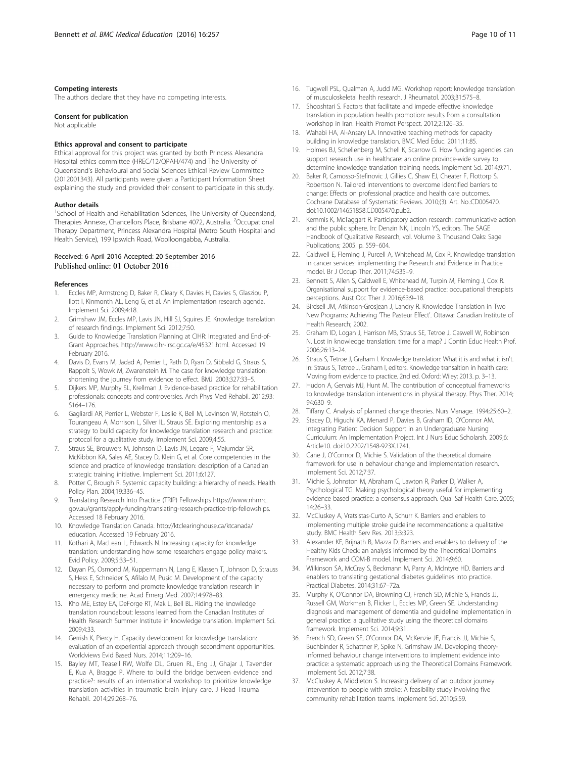#### Competing interests

The authors declare that they have no competing interests.

#### Consent for publication

Not applicable

#### Ethics approval and consent to participate

Ethical approval for this project was granted by both Princess Alexandra Hospital ethics committee (HREC/12/QPAH/474) and The University of Queensland's Behavioural and Social Sciences Ethical Review Committee (2012001343). All participants were given a Participant Information Sheet explaining the study and provided their consent to participate in this study.

#### Author details

[1]School of Health and Rehabilitation Sciences, The University of Queensland, Therapies Annexe, Chancellors Place, Brisbane 4072, Australia. [2]Occupational Therapy Department, Princess Alexandra Hospital (Metro South Hospital and Health Service), 199 Ipswich Road, Woolloongabba, Australia.

Received: 6 April 2016 Accepted: 20 September 2016
Published online: 01 October 2016

#### References

1. Eccles MP, Armstrong D, Baker R, Cleary K, Davies H, Davies S, Glasziou P, Ilott I, Kinmonth AL, Leng G, et al. An implementation research agenda. Implement Sci. 2009;4:18.
2. Grimshaw JM, Eccles MP, Lavis JN, Hill SJ, Squires JE. Knowledge translation of research findings. Implement Sci. 2012;7:50.
3. Guide to Knowledge Translation Planning at CIHR: Integrated and End-of-Grant Approaches. http://www.cihr-irsc.gc.ca/e/45321.html. Accessed 19 February 2016.
4. Davis D, Evans M, Jadad A, Perrier L, Rath D, Ryan D, Sibbald G, Straus S, Rappolt S, Wowk M, Zwarenstein M. The case for knowledge translation: shortening the journey from evidence to effect. BMJ. 2003;327:33–5.
5. Dijkers MP, Murphy SL, Krellman J. Evidence-based practice for rehabilitation professionals: concepts and controversies. Arch Phys Med Rehabil. 2012;93:S164–176.
6. Gagliardi AR, Perrier L, Webster F, Leslie K, Bell M, Levinson W, Rotstein O, Tourangeau A, Morrison L, Silver IL, Straus SE. Exploring mentorship as a strategy to build capacity for knowledge translation research and practice: protocol for a qualitative study. Implement Sci. 2009;4:55.
7. Straus SE, Brouwers M, Johnson D, Lavis JN, Legare F, Majumdar SR, McKibbon KA, Sales AE, Stacey D, Klein G, et al. Core competencies in the science and practice of knowledge translation: description of a Canadian strategic training initiative. Implement Sci. 2011;6:127.
8. Potter C, Brough R. Systemic capacity building: a hierarchy of needs. Health Policy Plan. 2004;19:336–45.
9. Translating Research Into Practice (TRIP) Fellowships https://www.nhmrc.gov.au/grants/apply-funding/translating-research-practice-trip-fellowships. Accessed 18 February 2016.
10. Knowledge Translation Canada. http://ktclearinghouse.ca/ktcanada/education. Accessed 19 February 2016.
11. Kothari A, MacLean L, Edwards N. Increasing capacity for knowledge translation: understanding how some researchers engage policy makers. Evid Policy. 2009;5:33–51.
12. Dayan PS, Osmond M, Kuppermann N, Lang E, Klassen T, Johnson D, Strauss S, Hess E, Schneider S, Afilalo M, Pusic M. Development of the capacity necessary to perform and promote knowledge translation research in emergency medicine. Acad Emerg Med. 2007;14:978–83.
13. Kho ME, Estey EA, DeForge RT, Mak L, Bell BL. Riding the knowledge translation roundabout: lessons learned from the Canadian Institutes of Health Research Summer Institute in knowledge translation. Implement Sci. 2009;4:33.
14. Gerrish K, Piercy H. Capacity development for knowledge translation: evaluation of an experiential approach through secondment opportunities. Worldviews Evid Based Nurs. 2014;11:209–16.
15. Bayley MT, Teasell RW, Wolfe DL, Gruen RL, Eng JJ, Ghajar J, Tavender E, Kua A, Bragge P. Where to build the bridge between evidence and practice?: results of an international workshop to prioritize knowledge translation activities in traumatic brain injury care. J Head Trauma Rehabil. 2014;29:268–76.
16. Tugwell PSL, Qualman A, Judd MG. Workshop report: knowledge translation of musculoskeletal health research. J Rheumatol. 2003;31:575–8.
17. Shooshtari S. Factors that facilitate and impede effective knowledge translation in population health promotion: results from a consultation workshop in Iran. Health Promot Perspect. 2012;2:126–35.
18. Wahabi HA, Al-Ansary LA. Innovative teaching methods for capacity building in knowledge translation. BMC Med Educ. 2011;11:85.
19. Holmes BJ, Schellenberg M, Schell K, Scarrow G. How funding agencies can support research use in healthcare: an online province-wide survey to determine knowledge translation training needs. Implement Sci. 2014;9:71.
20. Baker R, Camosso-Stefinovic J, Gillies C, Shaw EJ, Cheater F, Flottorp S, Robertson N. Tailored interventions to overcome identified barriers to change: Effects on professional practice and health care outcomes. Cochrane Database of Systematic Reviews. 2010;(3). Art. No.:CD005470. doi:10.1002/14651858.CD005470.pub2.
21. Kemmis K, McTaggart R. Participatory action research: communicative action and the public sphere. In: Denzin NK, Lincoln YS, editors. The SAGE Handbook of Qualitative Research, vol. Volume 3. Thousand Oaks: Sage Publications; 2005. p. 559–604.
22. Caldwell E, Fleming J, Purcell A, Whitehead M, Cox R. Knowledge translation in cancer services: implementing the Research and Evidence in Practice model. Br J Occup Ther. 2011;74:535–9.
23. Bennett S, Allen S, Caldwell E, Whitehead M, Turpin M, Fleming J, Cox R. Organisational support for evidence-based practice: occupational therapists perceptions. Aust Occ Ther J. 2016;63:9–18.
24. Birdsell JM, Atkinson-Grosjean J, Landry R. Knowledge Translation in Two New Programs: Achieving 'The Pasteur Effect'. Ottawa: Canadian Institute of Health Research; 2002.
25. Graham ID, Logan J, Harrison MB, Straus SE, Tetroe J, Caswell W, Robinson N. Lost in knowledge translation: time for a map? J Contin Educ Health Prof. 2006;26:13–24.
26. Straus S, Tetroe J, Graham I. Knowledge translation: What it is and what it isn't. In: Straus S, Tetroe J, Graham I, editors. Knowledge transaltion in health care: Moving from evidence to practice. 2nd ed. Oxford: Wiley; 2013. p. 3–13.
27. Hudon A, Gervais MJ, Hunt M. The contribution of conceptual frameworks to knowledge translation interventions in physical therapy. Phys Ther. 2014; 94:630–9.
28. Tiffany C. Analysis of planned change theories. Nurs Manage. 1994;25:60–2.
29. Stacey D, Higuchi KA, Menard P, Davies B, Graham ID, O'Connor AM. Integrating Patient Decision Support in an Undergraduate Nursing Curriculum: An Implementation Project. Int J Nurs Educ Scholarsh. 2009;6: Article10. doi:10.2202/1548-923X.1741.
30. Cane J, O'Connor D, Michie S. Validation of the theoretical domains framework for use in behaviour change and implementation research. Implement Sci. 2012;7:37.
31. Michie S, Johnston M, Abraham C, Lawton R, Parker D, Walker A, Psychological TG. Making psychological theory useful for implementing evidence based practice: a consensus approach. Qual Saf Health Care. 2005; 14:26–33.
32. McCluskey A, Vratsistas-Curto A, Schurr K. Barriers and enablers to implementing multiple stroke guideline recommendations: a qualitative study. BMC Health Serv Res. 2013;3:323.
33. Alexander KE, Brijnath B, Mazza D. Barriers and enablers to delivery of the Healthy Kids Check: an analysis informed by the Theoretical Domains Framework and COM-B model. Implement Sci. 2014;9:60.
34. Wilkinson SA, McCray S, Beckmann M, Parry A, McIntyre HD. Barriers and enablers to translating gestational diabetes guidelines into practice. Practical Diabetes. 2014;31:67–72a.
35. Murphy K, O'Connor DA, Browning CJ, French SD, Michie S, Francis JJ, Russell GM, Workman B, Flicker L, Eccles MP, Green SE. Understanding diagnosis and management of dementia and guideline implementation in general practice: a qualitative study using the theoretical domains framework. Implement Sci. 2014;9:31.
36. French SD, Green SE, O'Connor DA, McKenzie JE, Francis JJ, Michie S, Buchbinder R, Schattner P, Spike N, Grimshaw JM. Developing theory-informed behaviour change interventions to implement evidence into practice: a systematic approach using the Theoretical Domains Framework. Implement Sci. 2012;7:38.
37. McCluskey A, Middleton S. Increasing delivery of an outdoor journey intervention to people with stroke: A feasibility study involving five community rehabilitation teams. Implement Sci. 2010;5:59.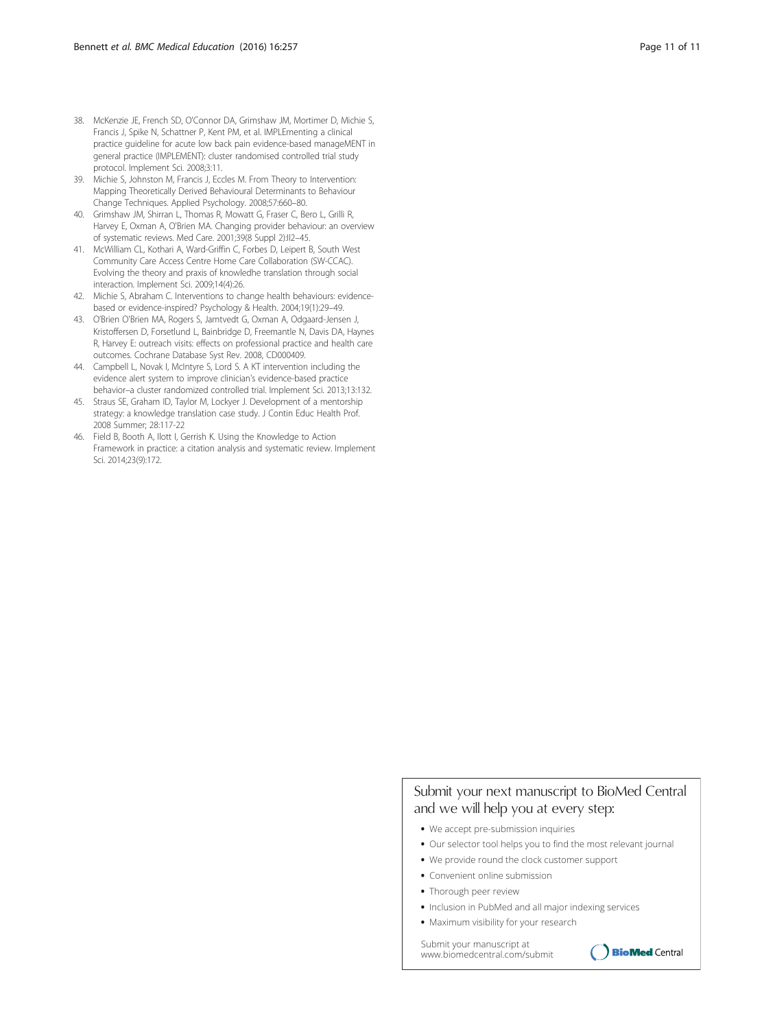38. McKenzie JE, French SD, O'Connor DA, Grimshaw JM, Mortimer D, Michie S, Francis J, Spike N, Schattner P, Kent PM, et al. IMPLEmenting a clinical practice guideline for acute low back pain evidence-based manageMENT in general practice (IMPLEMENT): cluster randomised controlled trial study protocol. Implement Sci. 2008;3:11.
39. Michie S, Johnston M, Francis J, Eccles M. From Theory to Intervention: Mapping Theoretically Derived Behavioural Determinants to Behaviour Change Techniques. Applied Psychology. 2008;57:660–80.
40. Grimshaw JM, Shirran L, Thomas R, Mowatt G, Fraser C, Bero L, Grilli R, Harvey E, Oxman A, O'Brien MA. Changing provider behaviour: an overview of systematic reviews. Med Care. 2001;39(8 Suppl 2):II2–45.
41. McWilliam CL, Kothari A, Ward-Griffin C, Forbes D, Leipert B, South West Community Care Access Centre Home Care Collaboration (SW-CCAC). Evolving the theory and praxis of knowledhe translation through social interaction. Implement Sci. 2009;14(4):26.
42. Michie S, Abraham C. Interventions to change health behaviours: evidence-based or evidence-inspired? Psychology & Health. 2004;19(1):29–49.
43. O'Brien O'Brien MA, Rogers S, Jamtvedt G, Oxman A, Odgaard-Jensen J, Kristoffersen D, Forsetlund L, Bainbridge D, Freemantle N, Davis DA, Haynes R, Harvey E: outreach visits: effects on professional practice and health care outcomes. Cochrane Database Syst Rev. 2008, CD000409.
44. Campbell L, Novak I, McIntyre S, Lord S. A KT intervention including the evidence alert system to improve clinician's evidence-based practice behavior–a cluster randomized controlled trial. Implement Sci. 2013;13:132.
45. Straus SE, Graham ID, Taylor M, Lockyer J. Development of a mentorship strategy: a knowledge translation case study. J Contin Educ Health Prof. 2008 Summer; 28:117-22
46. Field B, Booth A, Ilott I, Gerrish K. Using the Knowledge to Action Framework in practice: a citation analysis and systematic review. Implement Sci. 2014;23(9):172.

Submit your next manuscript to BioMed Central and we will help you at every step:

- We accept pre-submission inquiries
- Our selector tool helps you to find the most relevant journal
- We provide round the clock customer support
- Convenient online submission
- Thorough peer review
- Inclusion in PubMed and all major indexing services
- Maximum visibility for your research

Submit your manuscript at
www.biomedcentral.com/submit

BioMed Central